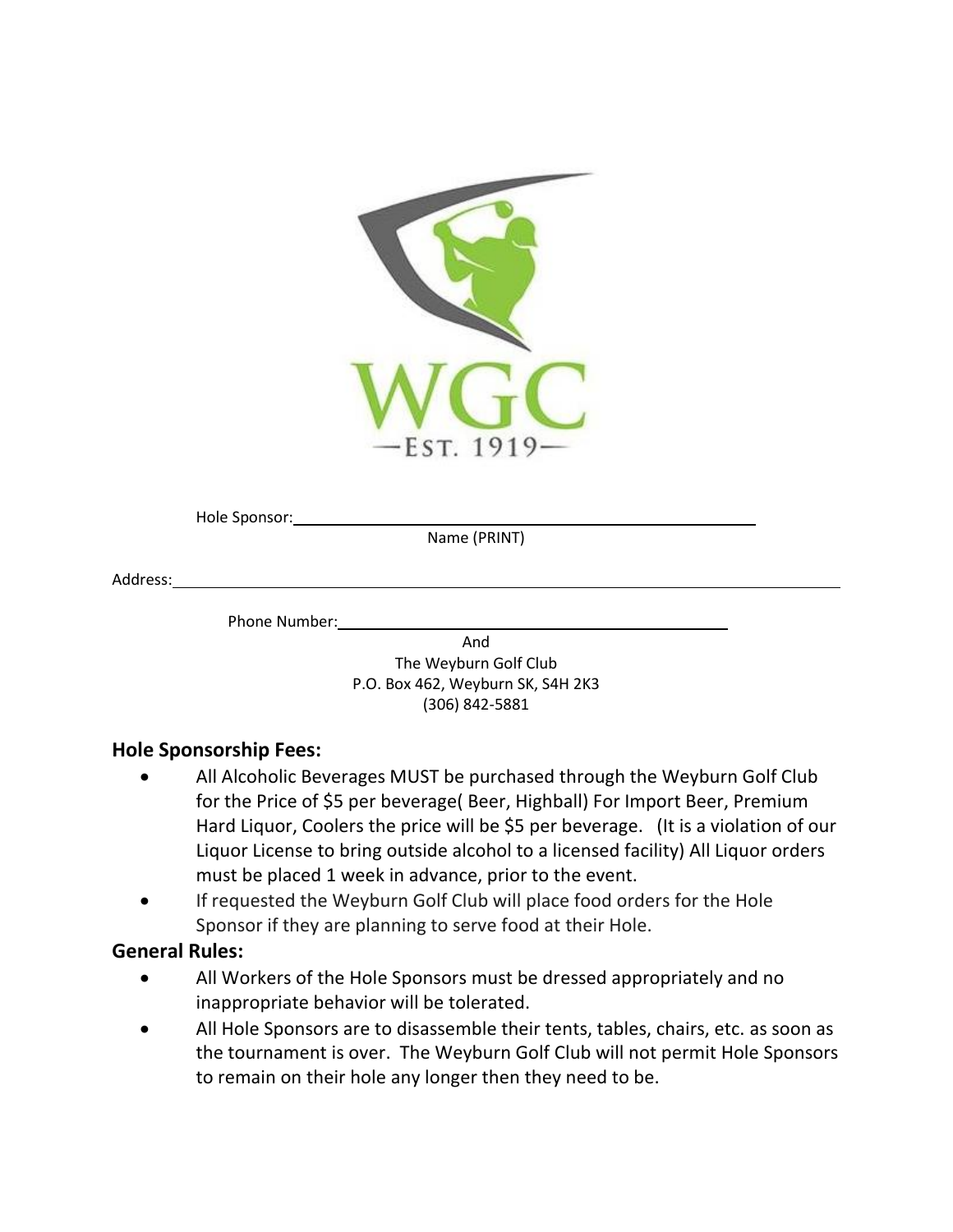WGC

—EST. 1919—

Hole Sponsor: ____________________________________________
Name (PRINT)

Address: ____________________________________________

Phone Number: ____________________________________________

And
The Weyburn Golf Club
P.O. Box 462, Weyburn SK, S4H 2K3
(306) 842-5881

## Hole Sponsorship Fees:

- All Alcoholic Beverages MUST be purchased through the Weyburn Golf Club for the Price of $5 per beverage( Beer, Highball) For Import Beer, Premium Hard Liquor, Coolers the price will be $5 per beverage.   (It is a violation of our Liquor License to bring outside alcohol to a licensed facility) All Liquor orders must be placed 1 week in advance, prior to the event.
- If requested the Weyburn Golf Club will place food orders for the Hole Sponsor if they are planning to serve food at their Hole.

## General Rules:

- All Workers of the Hole Sponsors must be dressed appropriately and no inappropriate behavior will be tolerated.
- All Hole Sponsors are to disassemble their tents, tables, chairs, etc. as soon as the tournament is over. The Weyburn Golf Club will not permit Hole Sponsors to remain on their hole any longer then they need to be.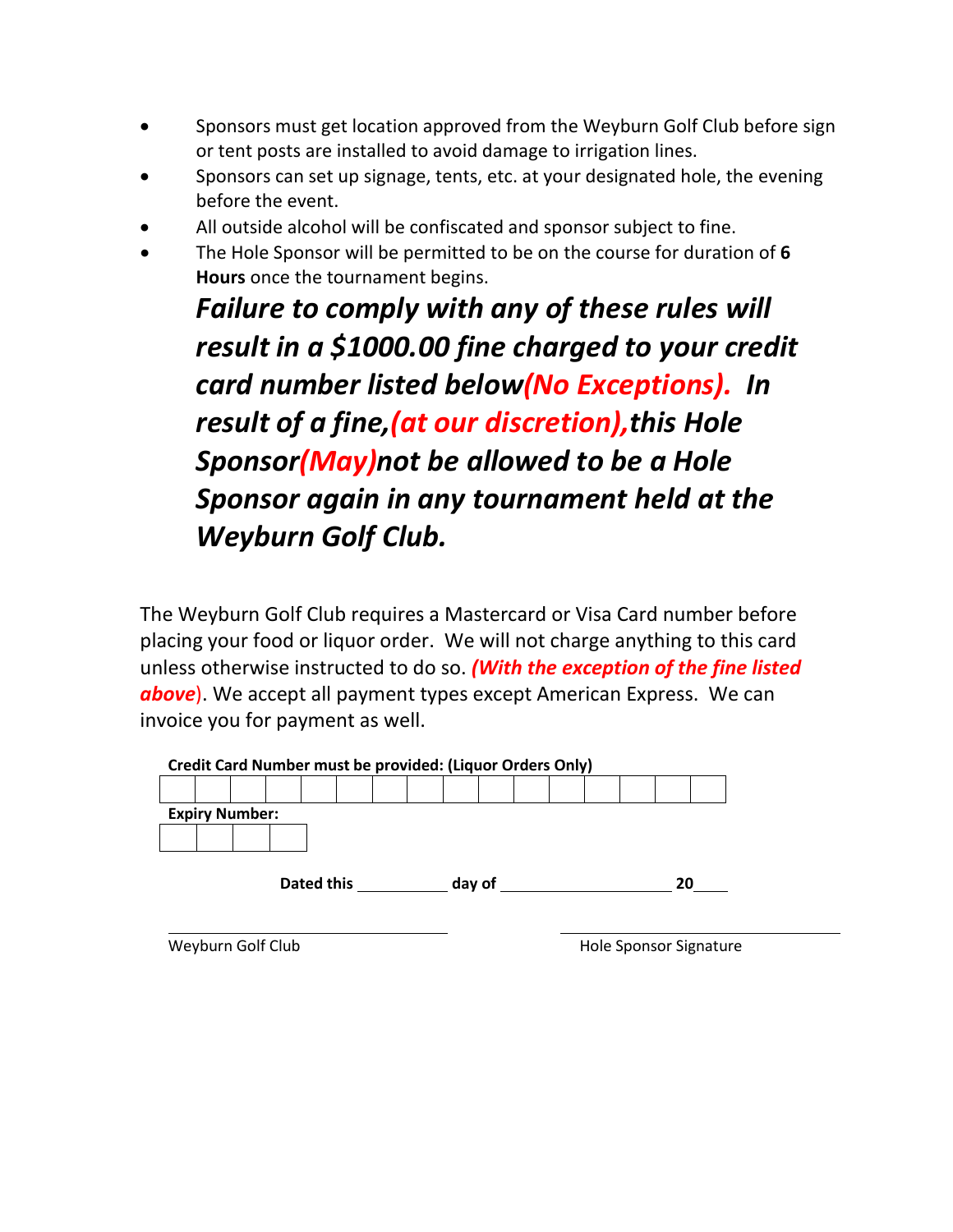- Sponsors must get location approved from the Weyburn Golf Club before sign or tent posts are installed to avoid damage to irrigation lines.
- Sponsors can set up signage, tents, etc. at your designated hole, the evening before the event.
- All outside alcohol will be confiscated and sponsor subject to fine.
- The Hole Sponsor will be permitted to be on the course for duration of **6 Hours** once the tournament begins.

***Failure to comply with any of these rules will result in a $1000.00 fine charged to your credit card number listed below(No Exceptions). In result of a fine,(at our discretion),this Hole Sponsor(May)not be allowed to be a Hole Sponsor again in any tournament held at the Weyburn Golf Club.***

The Weyburn Golf Club requires a Mastercard or Visa Card number before placing your food or liquor order. We will not charge anything to this card unless otherwise instructed to do so. ***(With the exception of the fine listed above***). We accept all payment types except American Express. We can invoice you for payment as well.

**Credit Card Number must be provided: (Liquor Orders Only)**

| | | | | | | | | | | | | | | | |
|---|---|---|---|---|---|---|---|---|---|---|---|---|---|---|---|
| | | | | | | | | | | | | | | | |

**Expiry Number:**

| | | | |
|---|---|---|---|
| | | | |

**Dated this** ___________ **day of** ____________________ **20**____

_______________________________ Weyburn Golf Club

_______________________________ Hole Sponsor Signature